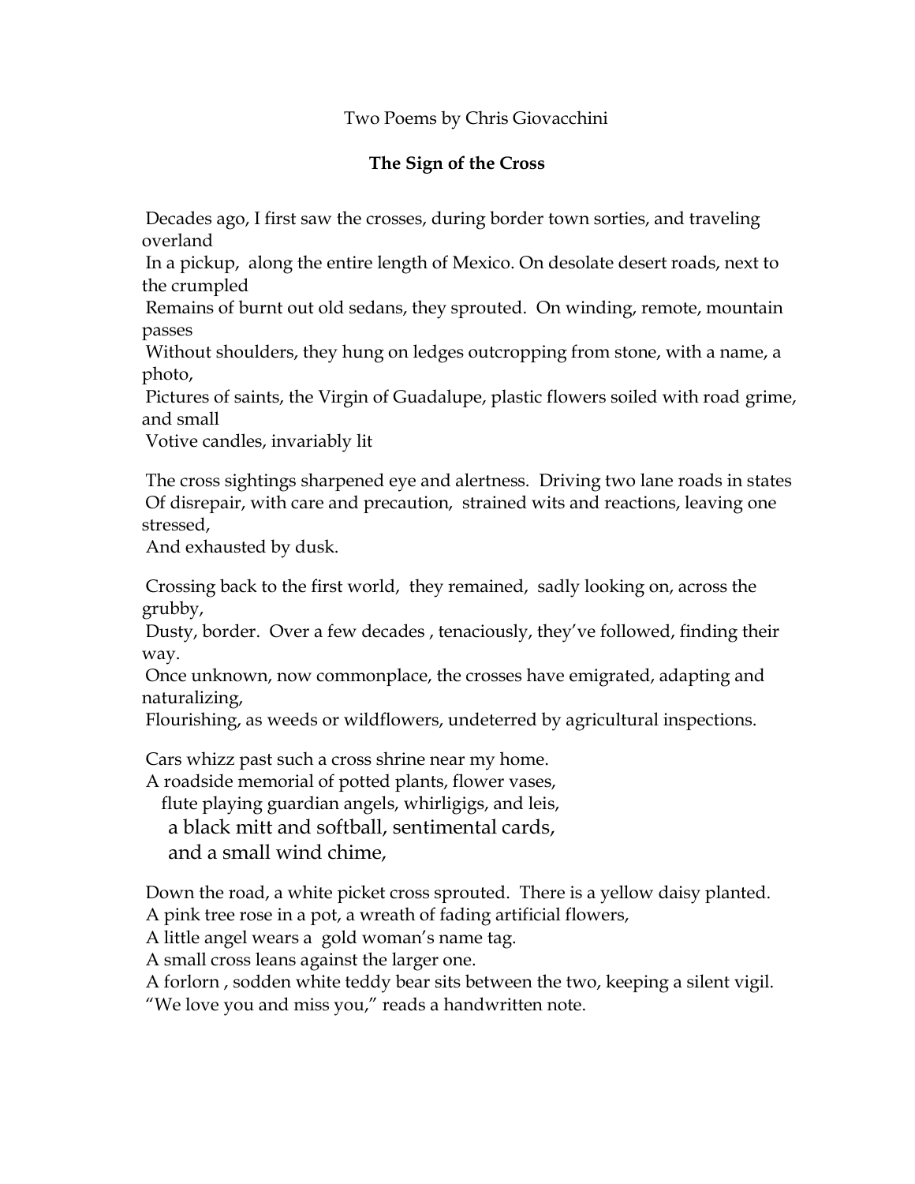Two Poems by Chris Giovacchini

## The Sign of the Cross

Decades ago, I first saw the crosses, during border town sorties, and traveling overland
In a pickup, along the entire length of Mexico. On desolate desert roads, next to the crumpled
Remains of burnt out old sedans, they sprouted. On winding, remote, mountain passes
Without shoulders, they hung on ledges outcropping from stone, with a name, a photo,
Pictures of saints, the Virgin of Guadalupe, plastic flowers soiled with road grime, and small
Votive candles, invariably lit

The cross sightings sharpened eye and alertness. Driving two lane roads in states
Of disrepair, with care and precaution, strained wits and reactions, leaving one stressed,
And exhausted by dusk.

Crossing back to the first world, they remained, sadly looking on, across the grubby,
Dusty, border. Over a few decades , tenaciously, they've followed, finding their way.
Once unknown, now commonplace, the crosses have emigrated, adapting and naturalizing,
Flourishing, as weeds or wildflowers, undeterred by agricultural inspections.

Cars whizz past such a cross shrine near my home.
A roadside memorial of potted plants, flower vases,
flute playing guardian angels, whirligigs, and leis,
a black mitt and softball, sentimental cards,
and a small wind chime,

Down the road, a white picket cross sprouted. There is a yellow daisy planted.
A pink tree rose in a pot, a wreath of fading artificial flowers,
A little angel wears a gold woman's name tag.
A small cross leans against the larger one.
A forlorn , sodden white teddy bear sits between the two, keeping a silent vigil.
"We love you and miss you," reads a handwritten note.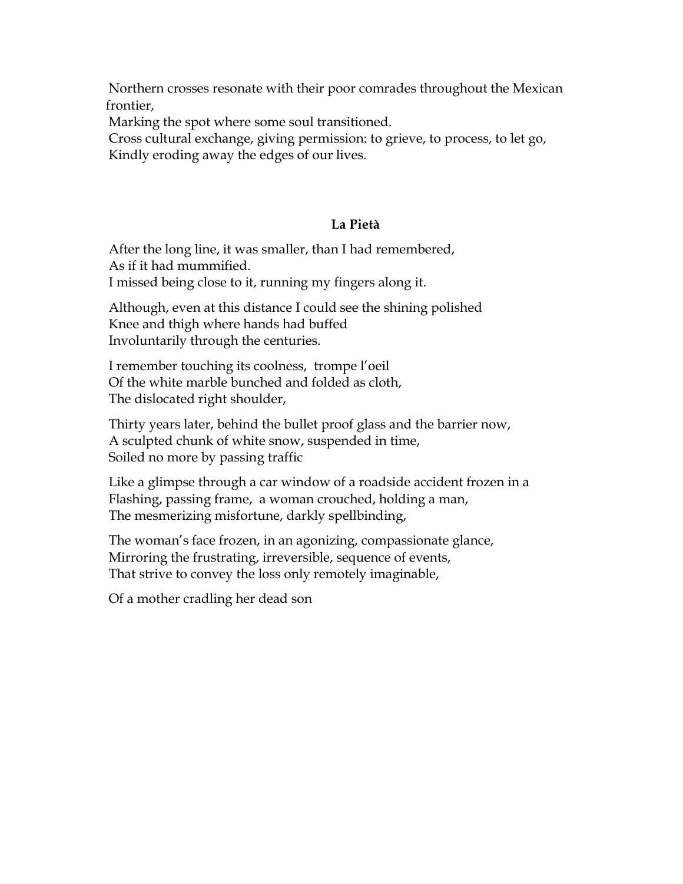Northern crosses resonate with their poor comrades throughout the Mexican frontier,
Marking the spot where some soul transitioned.
Cross cultural exchange, giving permission: to grieve, to process, to let go,
Kindly eroding away the edges of our lives.

**La Pietà**

After the long line, it was smaller, than I had remembered,
As if it had mummified.
I missed being close to it, running my fingers along it.

Although, even at this distance I could see the shining polished
Knee and thigh where hands had buffed
Involuntarily through the centuries.

I remember touching its coolness, trompe l'oeil
Of the white marble bunched and folded as cloth,
The dislocated right shoulder,

Thirty years later, behind the bullet proof glass and the barrier now,
A sculpted chunk of white snow, suspended in time,
Soiled no more by passing traffic

Like a glimpse through a car window of a roadside accident frozen in a
Flashing, passing frame, a woman crouched, holding a man,
The mesmerizing misfortune, darkly spellbinding,

The woman's face frozen, in an agonizing, compassionate glance,
Mirroring the frustrating, irreversible, sequence of events,
That strive to convey the loss only remotely imaginable,

Of a mother cradling her dead son